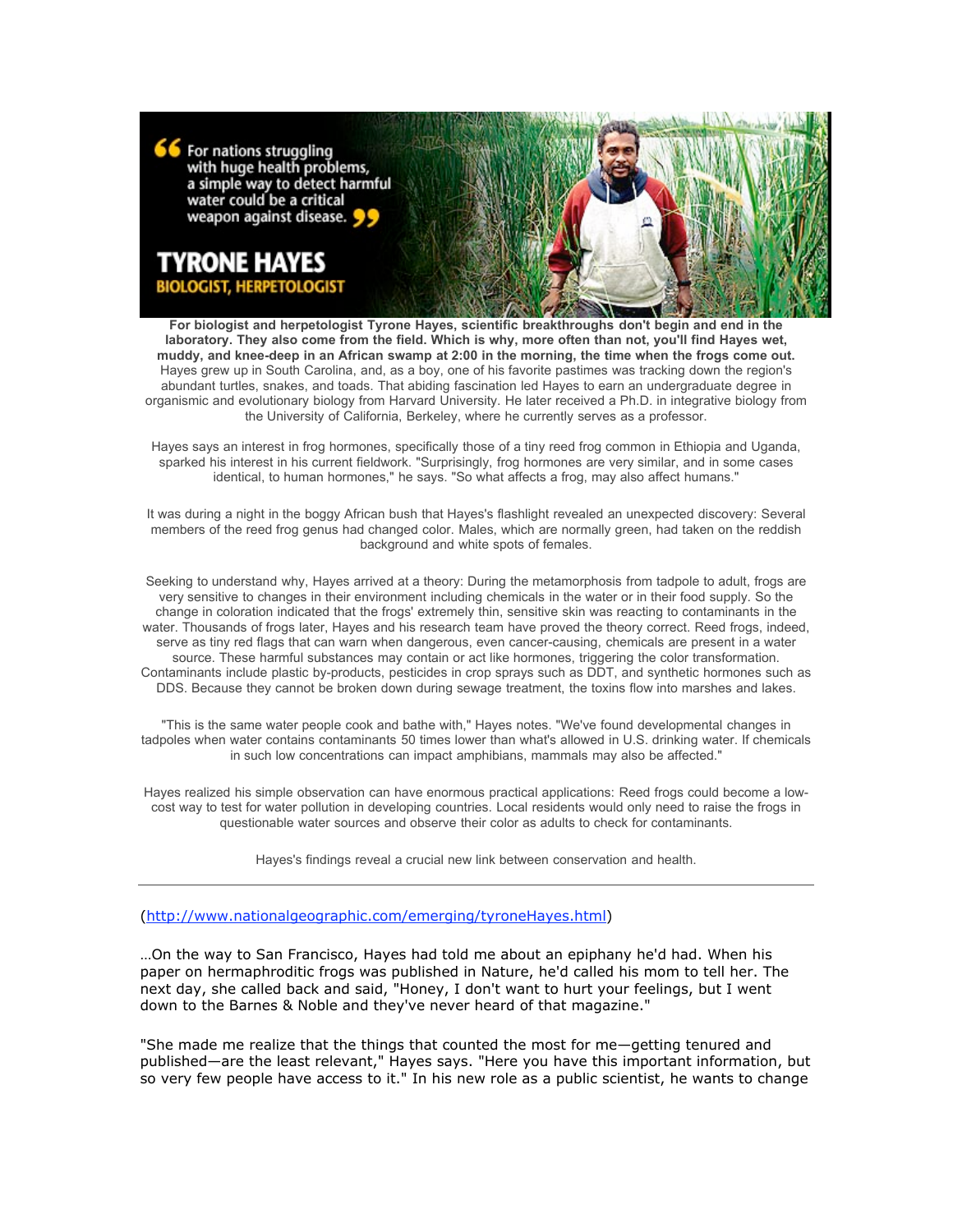> For nations struggling with huge health problems, a simple way to detect harmful water could be a critical weapon against disease.

# TYRONE HAYES

## BIOLOGIST, HERPETOLOGIST

**For biologist and herpetologist Tyrone Hayes, scientific breakthroughs don't begin and end in the laboratory. They also come from the field. Which is why, more often than not, you'll find Hayes wet, muddy, and knee-deep in an African swamp at 2:00 in the morning, the time when the frogs come out.** Hayes grew up in South Carolina, and, as a boy, one of his favorite pastimes was tracking down the region's abundant turtles, snakes, and toads. That abiding fascination led Hayes to earn an undergraduate degree in organismic and evolutionary biology from Harvard University. He later received a Ph.D. in integrative biology from the University of California, Berkeley, where he currently serves as a professor.

Hayes says an interest in frog hormones, specifically those of a tiny reed frog common in Ethiopia and Uganda, sparked his interest in his current fieldwork. "Surprisingly, frog hormones are very similar, and in some cases identical, to human hormones," he says. "So what affects a frog, may also affect humans."

It was during a night in the boggy African bush that Hayes's flashlight revealed an unexpected discovery: Several members of the reed frog genus had changed color. Males, which are normally green, had taken on the reddish background and white spots of females.

Seeking to understand why, Hayes arrived at a theory: During the metamorphosis from tadpole to adult, frogs are very sensitive to changes in their environment including chemicals in the water or in their food supply. So the change in coloration indicated that the frogs' extremely thin, sensitive skin was reacting to contaminants in the water. Thousands of frogs later, Hayes and his research team have proved the theory correct. Reed frogs, indeed, serve as tiny red flags that can warn when dangerous, even cancer-causing, chemicals are present in a water source. These harmful substances may contain or act like hormones, triggering the color transformation. Contaminants include plastic by-products, pesticides in crop sprays such as DDT, and synthetic hormones such as DDS. Because they cannot be broken down during sewage treatment, the toxins flow into marshes and lakes.

"This is the same water people cook and bathe with," Hayes notes. "We've found developmental changes in tadpoles when water contains contaminants 50 times lower than what's allowed in U.S. drinking water. If chemicals in such low concentrations can impact amphibians, mammals may also be affected."

Hayes realized his simple observation can have enormous practical applications: Reed frogs could become a low-cost way to test for water pollution in developing countries. Local residents would only need to raise the frogs in questionable water sources and observe their color as adults to check for contaminants.

Hayes's findings reveal a crucial new link between conservation and health.

---

(http://www.nationalgeographic.com/emerging/tyroneHayes.html)

…On the way to San Francisco, Hayes had told me about an epiphany he'd had. When his paper on hermaphroditic frogs was published in Nature, he'd called his mom to tell her. The next day, she called back and said, "Honey, I don't want to hurt your feelings, but I went down to the Barnes & Noble and they've never heard of that magazine."

"She made me realize that the things that counted the most for me—getting tenured and published—are the least relevant," Hayes says. "Here you have this important information, but so very few people have access to it." In his new role as a public scientist, he wants to change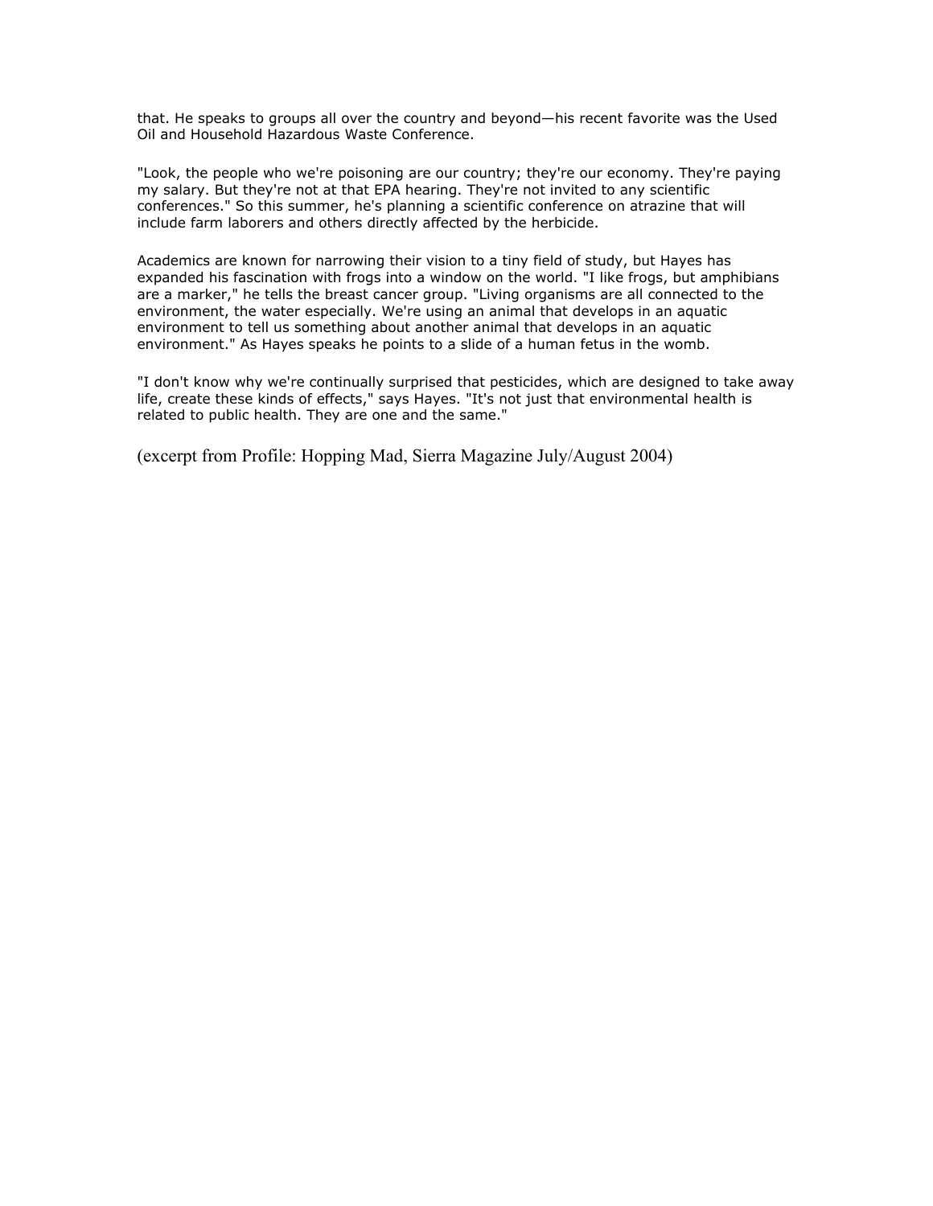that. He speaks to groups all over the country and beyond—his recent favorite was the Used Oil and Household Hazardous Waste Conference.

"Look, the people who we're poisoning are our country; they're our economy. They're paying my salary. But they're not at that EPA hearing. They're not invited to any scientific conferences." So this summer, he's planning a scientific conference on atrazine that will include farm laborers and others directly affected by the herbicide.

Academics are known for narrowing their vision to a tiny field of study, but Hayes has expanded his fascination with frogs into a window on the world. "I like frogs, but amphibians are a marker," he tells the breast cancer group. "Living organisms are all connected to the environment, the water especially. We're using an animal that develops in an aquatic environment to tell us something about another animal that develops in an aquatic environment." As Hayes speaks he points to a slide of a human fetus in the womb.

"I don't know why we're continually surprised that pesticides, which are designed to take away life, create these kinds of effects," says Hayes. "It's not just that environmental health is related to public health. They are one and the same."

(excerpt from Profile: Hopping Mad, Sierra Magazine July/August 2004)